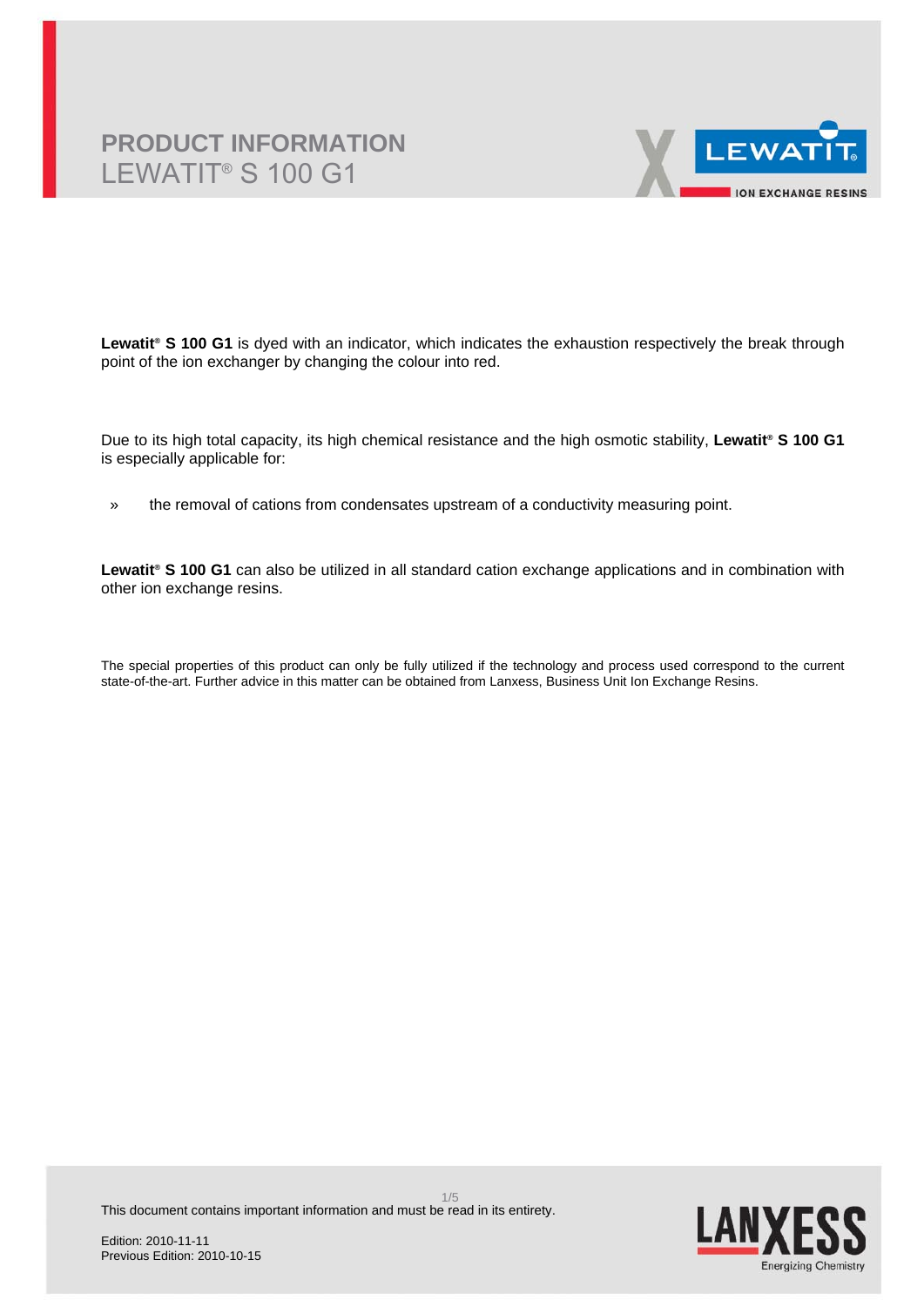# PRODUCT INFORMATION
# LEWATIT® S 100 G1

**Lewatit® S 100 G1** is dyed with an indicator, which indicates the exhaustion respectively the break through point of the ion exchanger by changing the colour into red.

Due to its high total capacity, its high chemical resistance and the high osmotic stability, **Lewatit® S 100 G1** is especially applicable for:

» the removal of cations from condensates upstream of a conductivity measuring point.

**Lewatit® S 100 G1** can also be utilized in all standard cation exchange applications and in combination with other ion exchange resins.

The special properties of this product can only be fully utilized if the technology and process used correspond to the current state-of-the-art. Further advice in this matter can be obtained from Lanxess, Business Unit Ion Exchange Resins.

This document contains important information and must be read in its entirety.

Edition: 2010-11-11
Previous Edition: 2010-10-15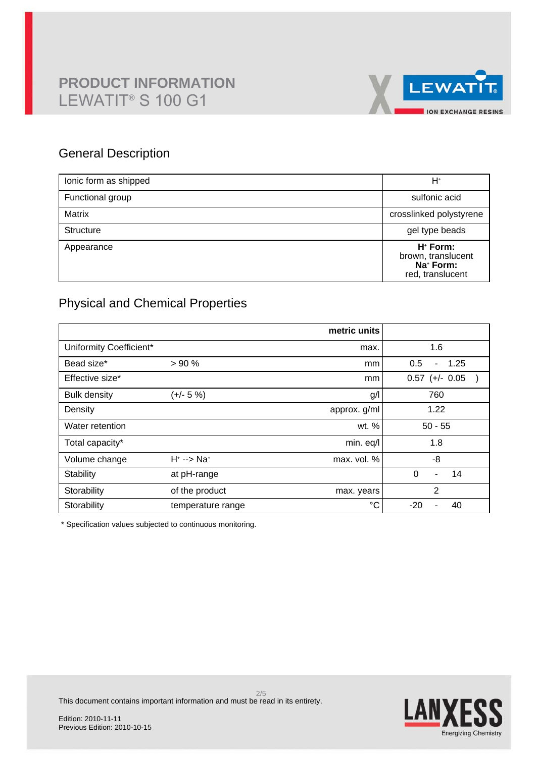# PRODUCT INFORMATION
## LEWATIT® S 100 G1

### General Description

| | |
|---|---|
| Ionic form as shipped | $H^+$ |
| Functional group | sulfonic acid |
| Matrix | crosslinked polystyrene |
| Structure | gel type beads |
| Appearance | **$H^+$ Form:** brown, translucent **$Na^+$ Form:** red, translucent |

### Physical and Chemical Properties

| | | metric units | |
|---|---|---|---|
| Uniformity Coefficient* | | max. | 1.6 |
| Bead size* | > 90 % | mm | 0.5 - 1.25 |
| Effective size* | | mm | 0.57 (+/- 0.05 ) |
| Bulk density | (+/- 5 %) | g/l | 760 |
| Density | | approx. g/ml | 1.22 |
| Water retention | | wt. % | 50 - 55 |
| Total capacity* | | min. eq/l | 1.8 |
| Volume change | $H^+$ --> $Na^+$ | max. vol. % | -8 |
| Stability | at pH-range | | 0 - 14 |
| Storability | of the product | max. years | 2 |
| Storability | temperature range | °C | -20 - 40 |

* Specification values subjected to continuous monitoring.

This document contains important information and must be read in its entirety.

Edition: 2010-11-11
Previous Edition: 2010-10-15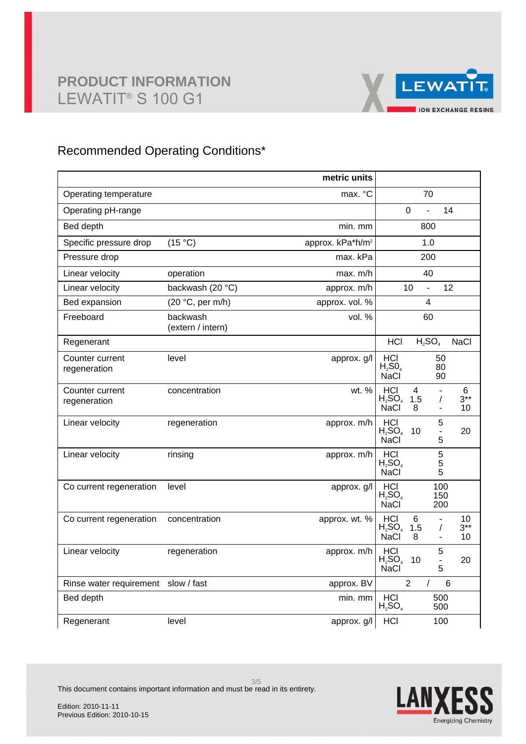## Recommended Operating Conditions*

| | | metric units | |
|---|---|---|---|
| Operating temperature | | max. °C | 70 |
| Operating pH-range | | | 0 - 14 |
| Bed depth | | min. mm | 800 |
| Specific pressure drop | (15 °C) | approx. kPa*h/m² | 1.0 |
| Pressure drop | | max. kPa | 200 |
| Linear velocity | operation | max. m/h | 40 |
| Linear velocity | backwash (20 °C) | approx. m/h | 10 - 12 |
| Bed expansion | (20 °C, per m/h) | approx. vol. % | 4 |
| Freeboard | backwash (extern / intern) | vol. % | 60 |
| Regenerant | | | HCl $H_2SO_4$ NaCl |
| Counter current regeneration | level | approx. g/l | HCl 50<br>$H_2SO_4$ 80<br>NaCl 90 |
| Counter current regeneration | concentration | wt. % | HCl 4 - 6<br>$H_2SO_4$ 1.5 / 3**<br>NaCl 8 - 10 |
| Linear velocity | regeneration | approx. m/h | HCl 5<br>$H_2SO_4$ 10 - 20<br>NaCl 5 |
| Linear velocity | rinsing | approx. m/h | HCl 5<br>$H_2SO_4$ 5<br>NaCl 5 |
| Co current regeneration | level | approx. g/l | HCl 100<br>$H_2SO_4$ 150<br>NaCl 200 |
| Co current regeneration | concentration | approx. wt. % | HCl 6 - 10<br>$H_2SO_4$ 1.5 / 3**<br>NaCl 8 - 10 |
| Linear velocity | regeneration | approx. m/h | HCl 5<br>$H_2SO_4$ 10 - 20<br>NaCl 5 |
| Rinse water requirement | slow / fast | approx. BV | 2 / 6 |
| Bed depth | | min. mm | HCl 500<br>$H_2SO_4$ 500 |
| Regenerant | level | approx. g/l | HCl 100 |

This document contains important information and must be read in its entirety.

Edition: 2010-11-11
Previous Edition: 2010-10-15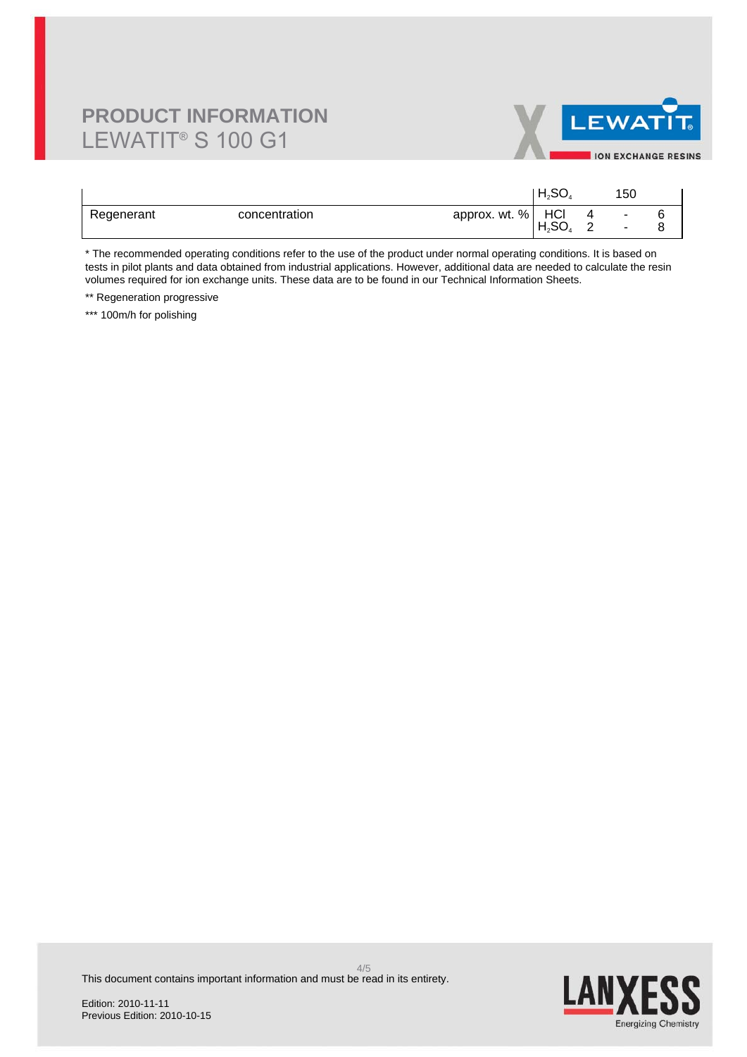| | | | | | | |
|---|---|---|---|---|---|---|
| | | | $H_2SO_4$ | | 150 | |
| Regenerant | concentration | approx. wt. % | HCl<br>$H_2SO_4$ | 4<br>2 | -<br>- | 6<br>8 |

* The recommended operating conditions refer to the use of the product under normal operating conditions. It is based on tests in pilot plants and data obtained from industrial applications. However, additional data are needed to calculate the resin volumes required for ion exchange units. These data are to be found in our Technical Information Sheets.

** Regeneration progressive

*** 100m/h for polishing

This document contains important information and must be read in its entirety.

Edition: 2010-11-11
Previous Edition: 2010-10-15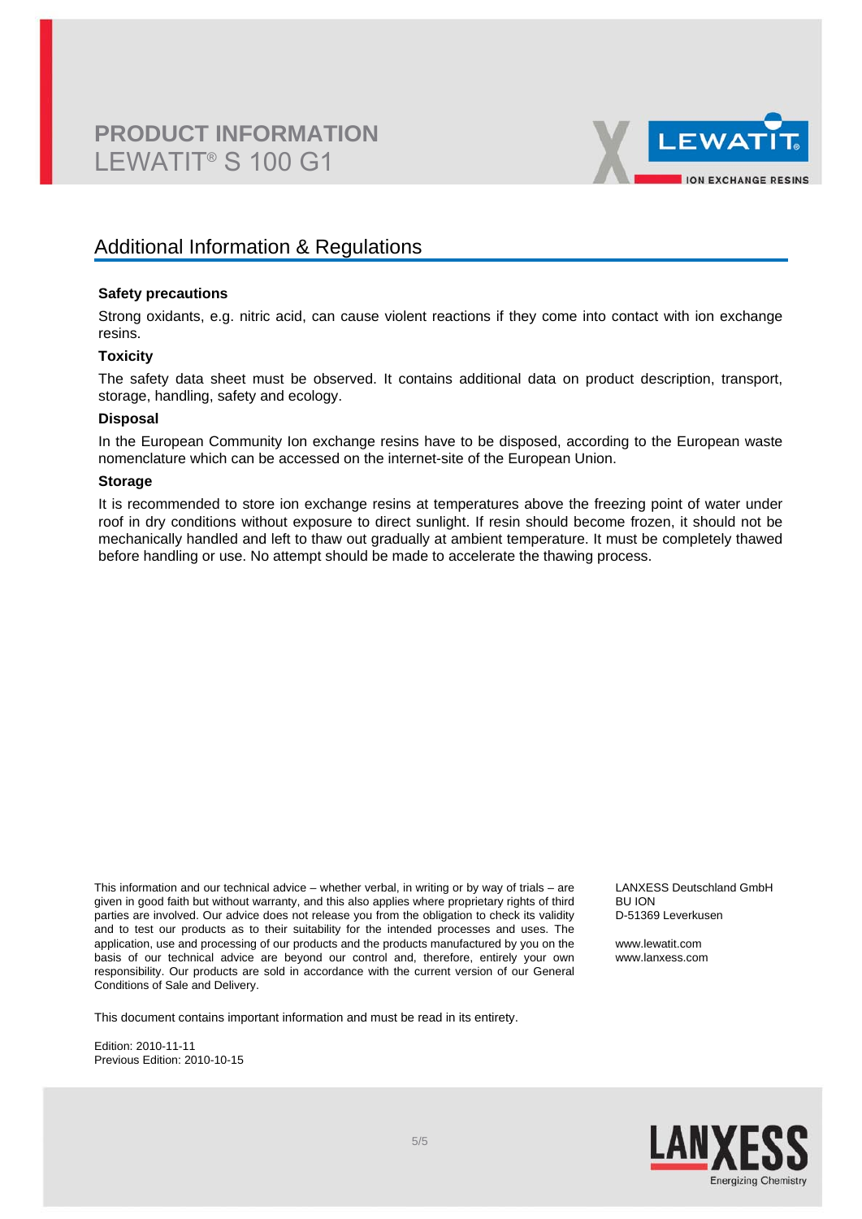## Additional Information & Regulations

**Safety precautions**

Strong oxidants, e.g. nitric acid, can cause violent reactions if they come into contact with ion exchange resins.

**Toxicity**

The safety data sheet must be observed. It contains additional data on product description, transport, storage, handling, safety and ecology.

**Disposal**

In the European Community Ion exchange resins have to be disposed, according to the European waste nomenclature which can be accessed on the internet-site of the European Union.

**Storage**

It is recommended to store ion exchange resins at temperatures above the freezing point of water under roof in dry conditions without exposure to direct sunlight. If resin should become frozen, it should not be mechanically handled and left to thaw out gradually at ambient temperature. It must be completely thawed before handling or use. No attempt should be made to accelerate the thawing process.

This information and our technical advice – whether verbal, in writing or by way of trials – are given in good faith but without warranty, and this also applies where proprietary rights of third parties are involved. Our advice does not release you from the obligation to check its validity and to test our products as to their suitability for the intended processes and uses. The application, use and processing of our products and the products manufactured by you on the basis of our technical advice are beyond our control and, therefore, entirely your own responsibility. Our products are sold in accordance with the current version of our General Conditions of Sale and Delivery.

LANXESS Deutschland GmbH
BU ION
D-51369 Leverkusen

www.lewatit.com
www.lanxess.com

This document contains important information and must be read in its entirety.

Edition: 2010-11-11
Previous Edition: 2010-10-15